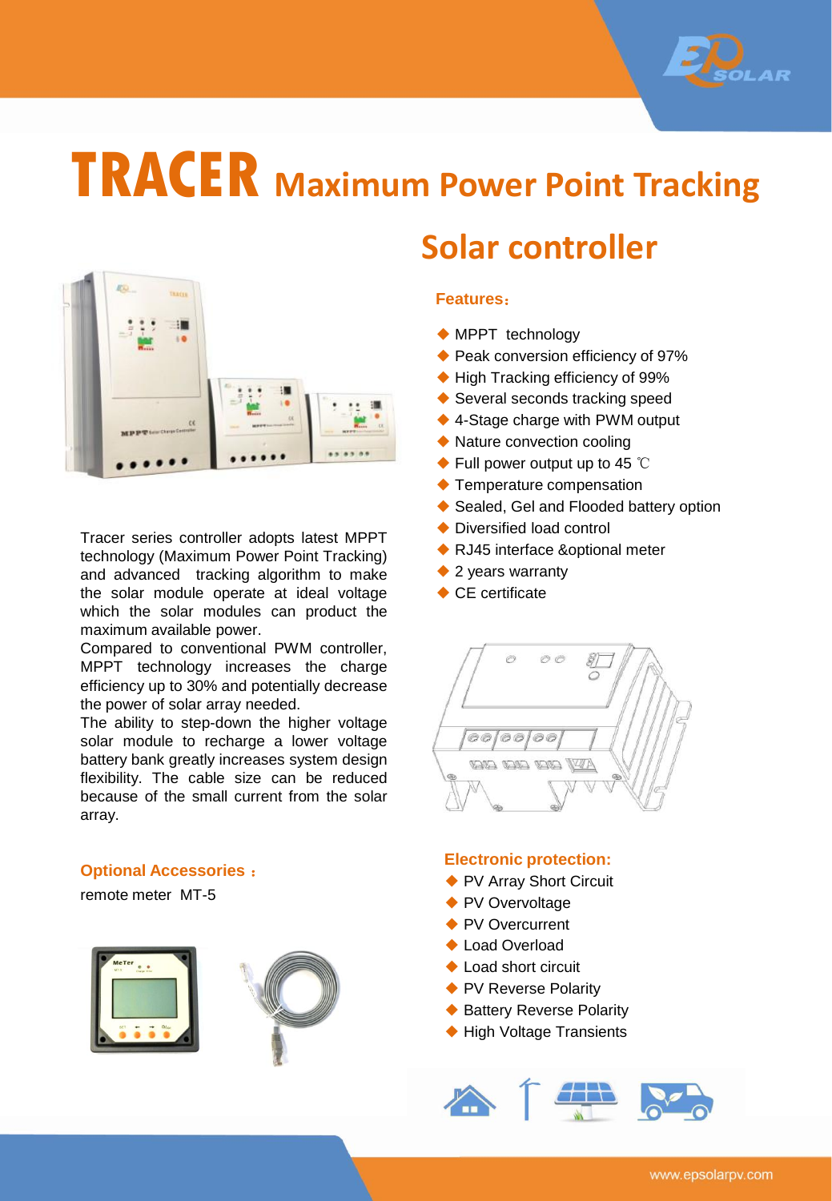# TRACER Maximum Power Point Tracking

# Solar controller

Tracer series controller adopts latest MPPT technology (Maximum Power Point Tracking) and advanced tracking algorithm to make the solar module operate at ideal voltage which the solar modules can product the maximum available power.

Compared to conventional PWM controller, MPPT technology increases the charge efficiency up to 30% and potentially decrease the power of solar array needed.

The ability to step-down the higher voltage solar module to recharge a lower voltage battery bank greatly increases system design flexibility. The cable size can be reduced because of the small current from the solar array.

### Features：

- MPPT technology
- Peak conversion efficiency of 97%
- High Tracking efficiency of 99%
- Several seconds tracking speed
- 4-Stage charge with PWM output
- Nature convection cooling
- Full power output up to 45 ℃
- Temperature compensation
- Sealed, Gel and Flooded battery option
- Diversified load control
- RJ45 interface &optional meter
- 2 years warranty
- CE certificate

### Optional Accessories：

remote meter MT-5

### Electronic protection:

- PV Array Short Circuit
- PV Overvoltage
- PV Overcurrent
- Load Overload
- Load short circuit
- PV Reverse Polarity
- Battery Reverse Polarity
- High Voltage Transients

www.epsolarpv.com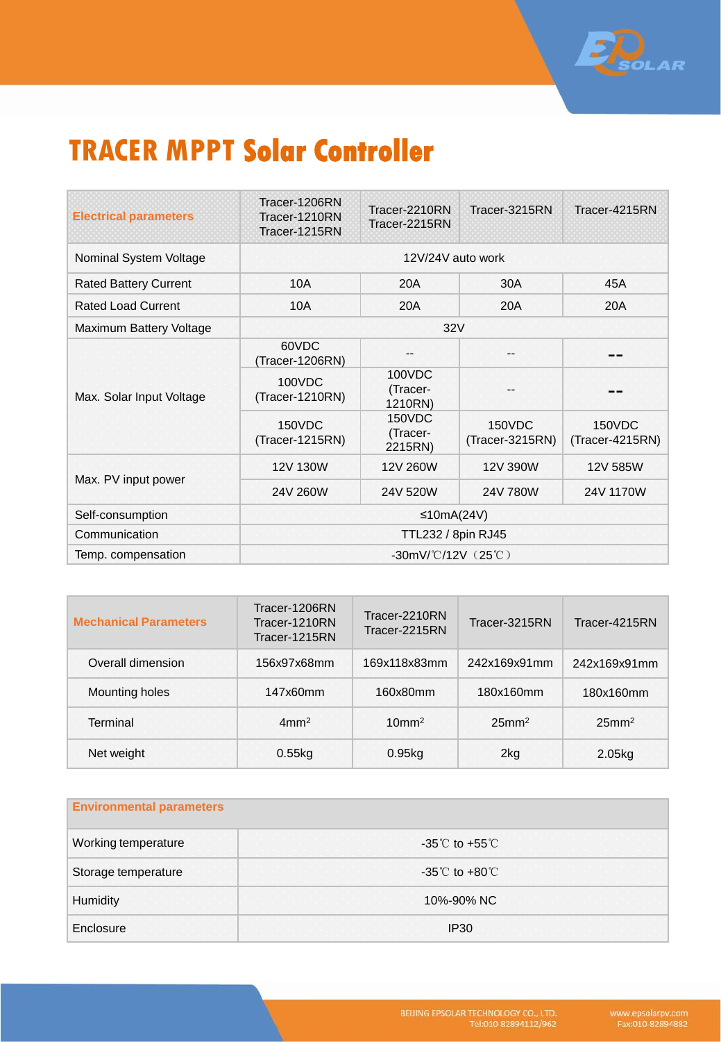# TRACER MPPT Solar Controller

| Electrical parameters | Tracer-1206RN Tracer-1210RN Tracer-1215RN | Tracer-2210RN Tracer-2215RN | Tracer-3215RN | Tracer-4215RN |
|---|---|---|---|---|
| Nominal System Voltage | 12V/24V auto work | | | |
| Rated Battery Current | 10A | 20A | 30A | 45A |
| Rated Load Current | 10A | 20A | 20A | 20A |
| Maximum Battery Voltage | 32V | | | |
| Max. Solar Input Voltage | 60VDC (Tracer-1206RN) | -- | -- | -- |
| | 100VDC (Tracer-1210RN) | 100VDC (Tracer-1210RN) | -- | -- |
| | 150VDC (Tracer-1215RN) | 150VDC (Tracer-2215RN) | 150VDC (Tracer-3215RN) | 150VDC (Tracer-4215RN) |
| Max. PV input power | 12V 130W | 12V 260W | 12V 390W | 12V 585W |
| | 24V 260W | 24V 520W | 24V 780W | 24V 1170W |
| Self-consumption | ≤10mA(24V) | | | |
| Communication | TTL232 / 8pin RJ45 | | | |
| Temp. compensation | -30mV/℃/12V（25℃） | | | |

| Mechanical Parameters | Tracer-1206RN Tracer-1210RN Tracer-1215RN | Tracer-2210RN Tracer-2215RN | Tracer-3215RN | Tracer-4215RN |
|---|---|---|---|---|
| Overall dimension | 156x97x68mm | 169x118x83mm | 242x169x91mm | 242x169x91mm |
| Mounting holes | 147x60mm | 160x80mm | 180x160mm | 180x160mm |
| Terminal | $4mm^2$ | $10mm^2$ | $25mm^2$ | $25mm^2$ |
| Net weight | 0.55kg | 0.95kg | 2kg | 2.05kg |

| Environmental parameters | |
|---|---|
| Working temperature | -35℃ to +55℃ |
| Storage temperature | -35℃ to +80℃ |
| Humidity | 10%-90% NC |
| Enclosure | IP30 |

BEIJING EPSOLAR TECHNOLOGY CO., LTD.
Tel:010-82894112/962

www.epsolarpv.com
Fax:010-82894882